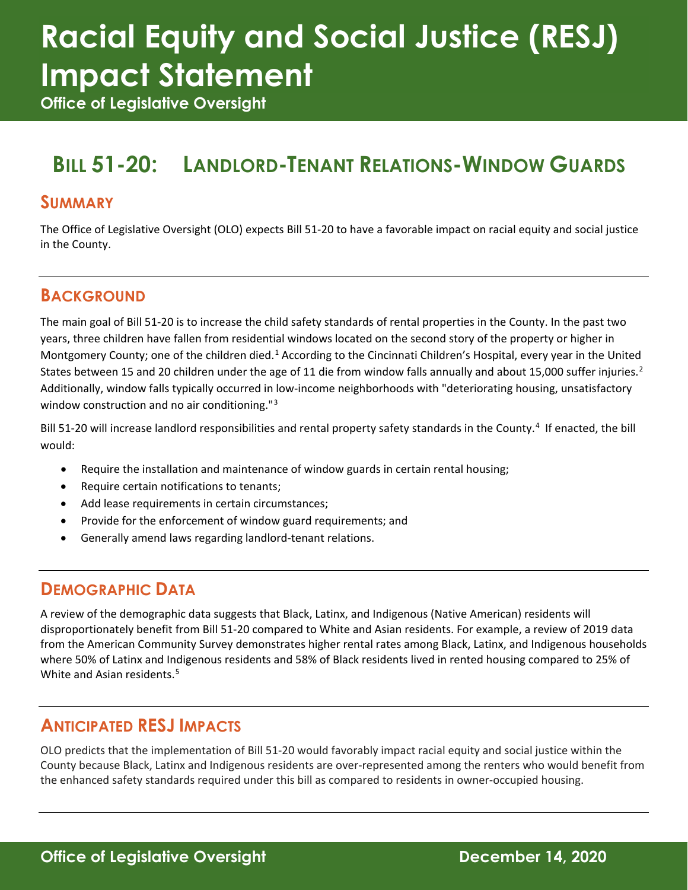# Racial Equity and Social Justice (RESJ) Impact Statement

**Office of Legislative Oversight**

## BILL 51-20: LANDLORD-TENANT RELATIONS-WINDOW GUARDS

### SUMMARY

The Office of Legislative Oversight (OLO) expects Bill 51-20 to have a favorable impact on racial equity and social justice in the County.

### BACKGROUND

The main goal of Bill 51-20 is to increase the child safety standards of rental properties in the County. In the past two years, three children have fallen from residential windows located on the second story of the property or higher in Montgomery County; one of the children died.[1] According to the Cincinnati Children's Hospital, every year in the United States between 15 and 20 children under the age of 11 die from window falls annually and about 15,000 suffer injuries.[2] Additionally, window falls typically occurred in low-income neighborhoods with "deteriorating housing, unsatisfactory window construction and no air conditioning."[3]

Bill 51-20 will increase landlord responsibilities and rental property safety standards in the County.[4] If enacted, the bill would:

- Require the installation and maintenance of window guards in certain rental housing;
- Require certain notifications to tenants;
- Add lease requirements in certain circumstances;
- Provide for the enforcement of window guard requirements; and
- Generally amend laws regarding landlord-tenant relations.

### DEMOGRAPHIC DATA

A review of the demographic data suggests that Black, Latinx, and Indigenous (Native American) residents will disproportionately benefit from Bill 51-20 compared to White and Asian residents. For example, a review of 2019 data from the American Community Survey demonstrates higher rental rates among Black, Latinx, and Indigenous households where 50% of Latinx and Indigenous residents and 58% of Black residents lived in rented housing compared to 25% of White and Asian residents.[5]

### ANTICIPATED RESJ IMPACTS

OLO predicts that the implementation of Bill 51-20 would favorably impact racial equity and social justice within the County because Black, Latinx and Indigenous residents are over-represented among the renters who would benefit from the enhanced safety standards required under this bill as compared to residents in owner-occupied housing.

**Office of Legislative Oversight** **December 14, 2020**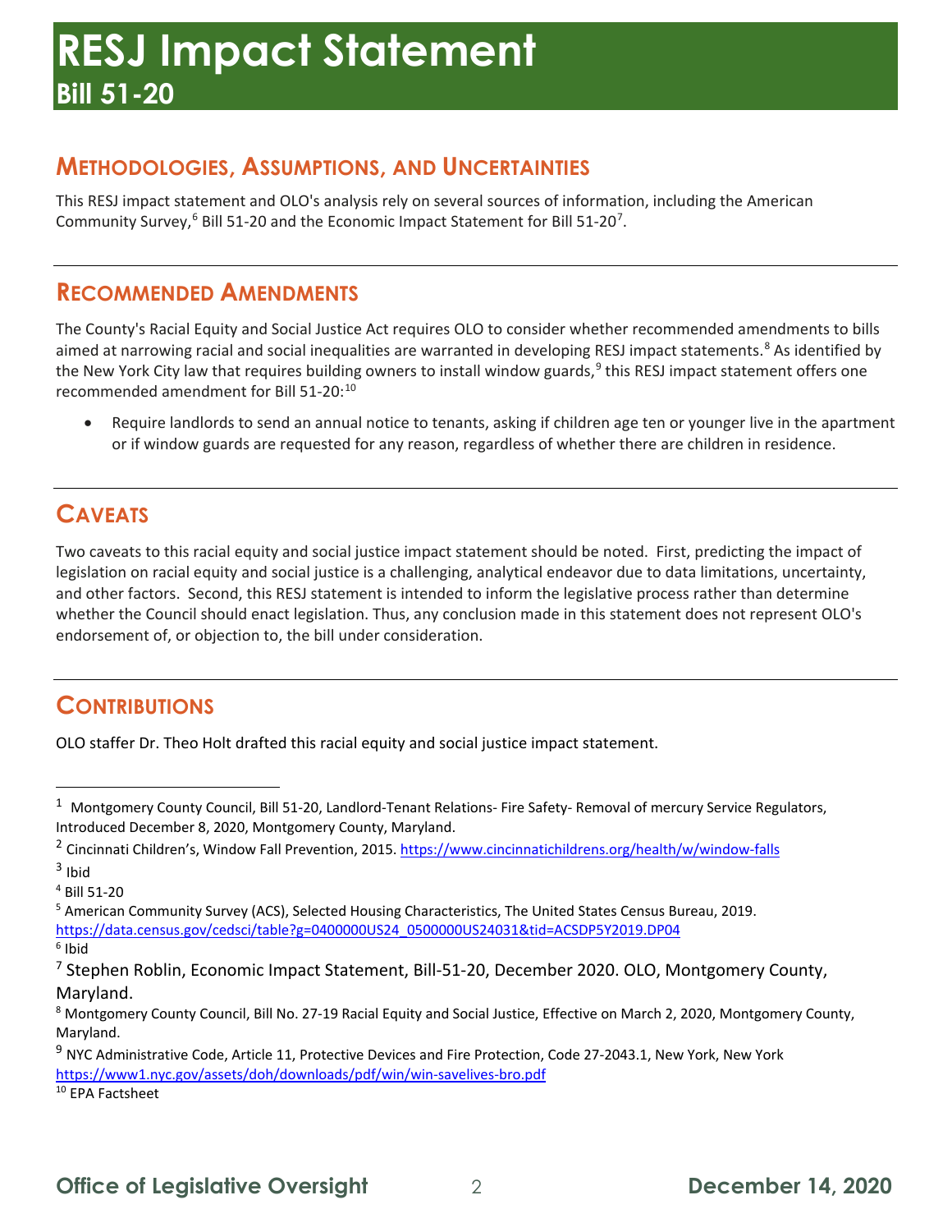# RESJ Impact Statement
## Bill 51-20

## Methodologies, Assumptions, and Uncertainties

This RESJ impact statement and OLO's analysis rely on several sources of information, including the American Community Survey,[6] Bill 51-20 and the Economic Impact Statement for Bill 51-20[7].

## Recommended Amendments

The County's Racial Equity and Social Justice Act requires OLO to consider whether recommended amendments to bills aimed at narrowing racial and social inequalities are warranted in developing RESJ impact statements.[8] As identified by the New York City law that requires building owners to install window guards,[9] this RESJ impact statement offers one recommended amendment for Bill 51-20:[10]

- Require landlords to send an annual notice to tenants, asking if children age ten or younger live in the apartment or if window guards are requested for any reason, regardless of whether there are children in residence.

## Caveats

Two caveats to this racial equity and social justice impact statement should be noted. First, predicting the impact of legislation on racial equity and social justice is a challenging, analytical endeavor due to data limitations, uncertainty, and other factors. Second, this RESJ statement is intended to inform the legislative process rather than determine whether the Council should enact legislation. Thus, any conclusion made in this statement does not represent OLO's endorsement of, or objection to, the bill under consideration.

## Contributions

OLO staffer Dr. Theo Holt drafted this racial equity and social justice impact statement.

---

[1] Montgomery County Council, Bill 51-20, Landlord-Tenant Relations- Fire Safety- Removal of mercury Service Regulators, Introduced December 8, 2020, Montgomery County, Maryland.

[2] Cincinnati Children's, Window Fall Prevention, 2015. https://www.cincinnatichildrens.org/health/w/window-falls

[3] Ibid

[4] Bill 51-20

[5] American Community Survey (ACS), Selected Housing Characteristics, The United States Census Bureau, 2019. https://data.census.gov/cedsci/table?g=0400000US24_0500000US24031&tid=ACSDP5Y2019.DP04

[6] Ibid

[7] Stephen Roblin, Economic Impact Statement, Bill-51-20, December 2020. OLO, Montgomery County, Maryland.

[8] Montgomery County Council, Bill No. 27-19 Racial Equity and Social Justice, Effective on March 2, 2020, Montgomery County, Maryland.

[9] NYC Administrative Code, Article 11, Protective Devices and Fire Protection, Code 27-2043.1, New York, New York https://www1.nyc.gov/assets/doh/downloads/pdf/win/win-savelives-bro.pdf

[10] EPA Factsheet